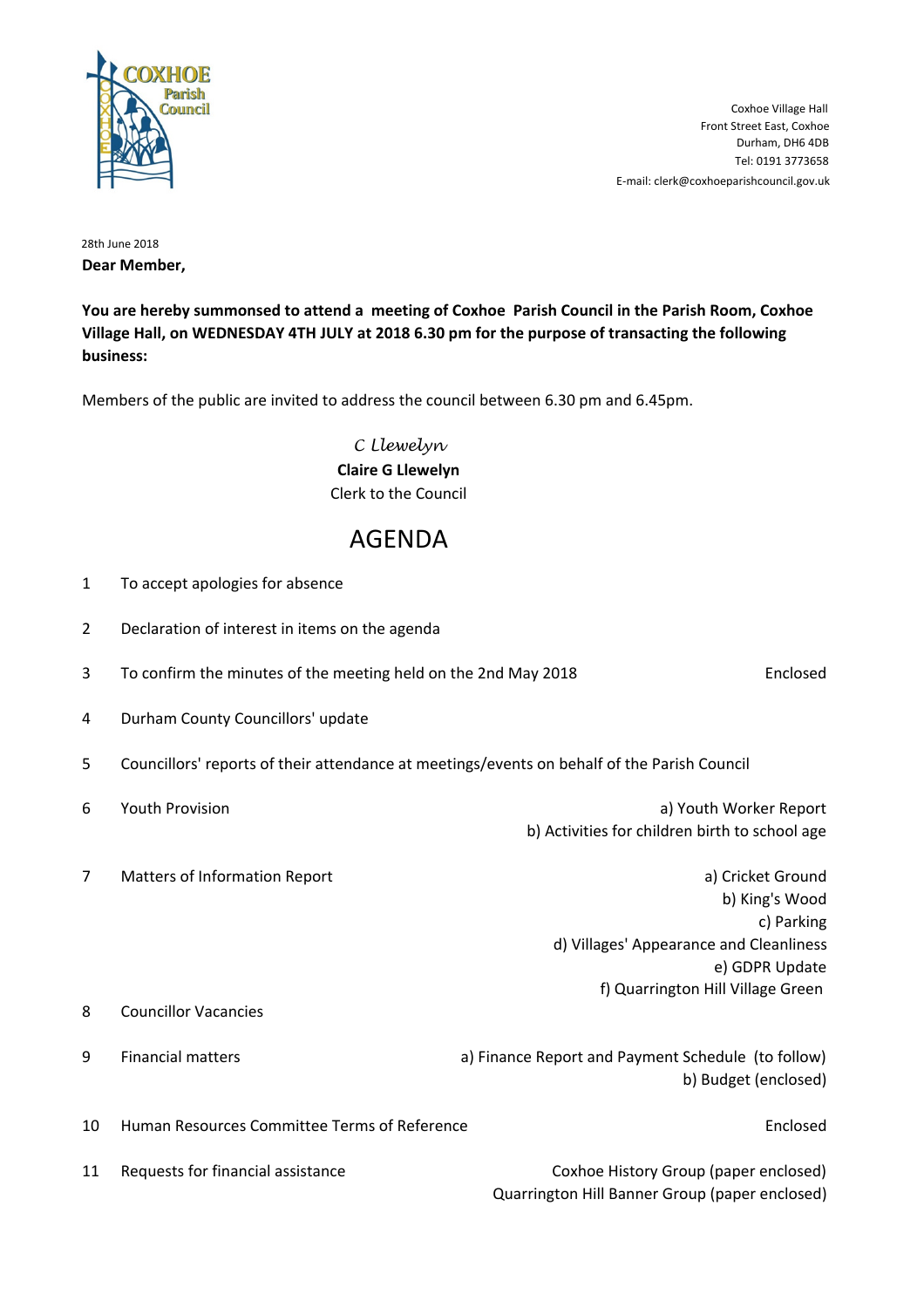COXHOE Parish Council

Coxhoe Village Hall
Front Street East, Coxhoe
Durham, DH6 4DB
Tel: 0191 3773658
E-mail: clerk@coxhoeparishcouncil.gov.uk

28th June 2018

**Dear Member,**

**You are hereby summonsed to attend a meeting of Coxhoe Parish Council in the Parish Room, Coxhoe Village Hall, on WEDNESDAY 4TH JULY at 2018 6.30 pm for the purpose of transacting the following business:**

Members of the public are invited to address the council between 6.30 pm and 6.45pm.

*C Llewelyn*
**Claire G Llewelyn**
Clerk to the Council

# AGENDA

1. To accept apologies for absence
2. Declaration of interest in items on the agenda
3. To confirm the minutes of the meeting held on the 2nd May 2018 — Enclosed
4. Durham County Councillors' update
5. Councillors' reports of their attendance at meetings/events on behalf of the Parish Council
6. Youth Provision
   - a) Youth Worker Report
   - b) Activities for children birth to school age
7. Matters of Information Report
   - a) Cricket Ground
   - b) King's Wood
   - c) Parking
   - d) Villages' Appearance and Cleanliness
   - e) GDPR Update
   - f) Quarrington Hill Village Green
8. Councillor Vacancies
9. Financial matters
   - a) Finance Report and Payment Schedule (to follow)
   - b) Budget (enclosed)
10. Human Resources Committee Terms of Reference — Enclosed
11. Requests for financial assistance
    - Coxhoe History Group (paper enclosed)
    - Quarrington Hill Banner Group (paper enclosed)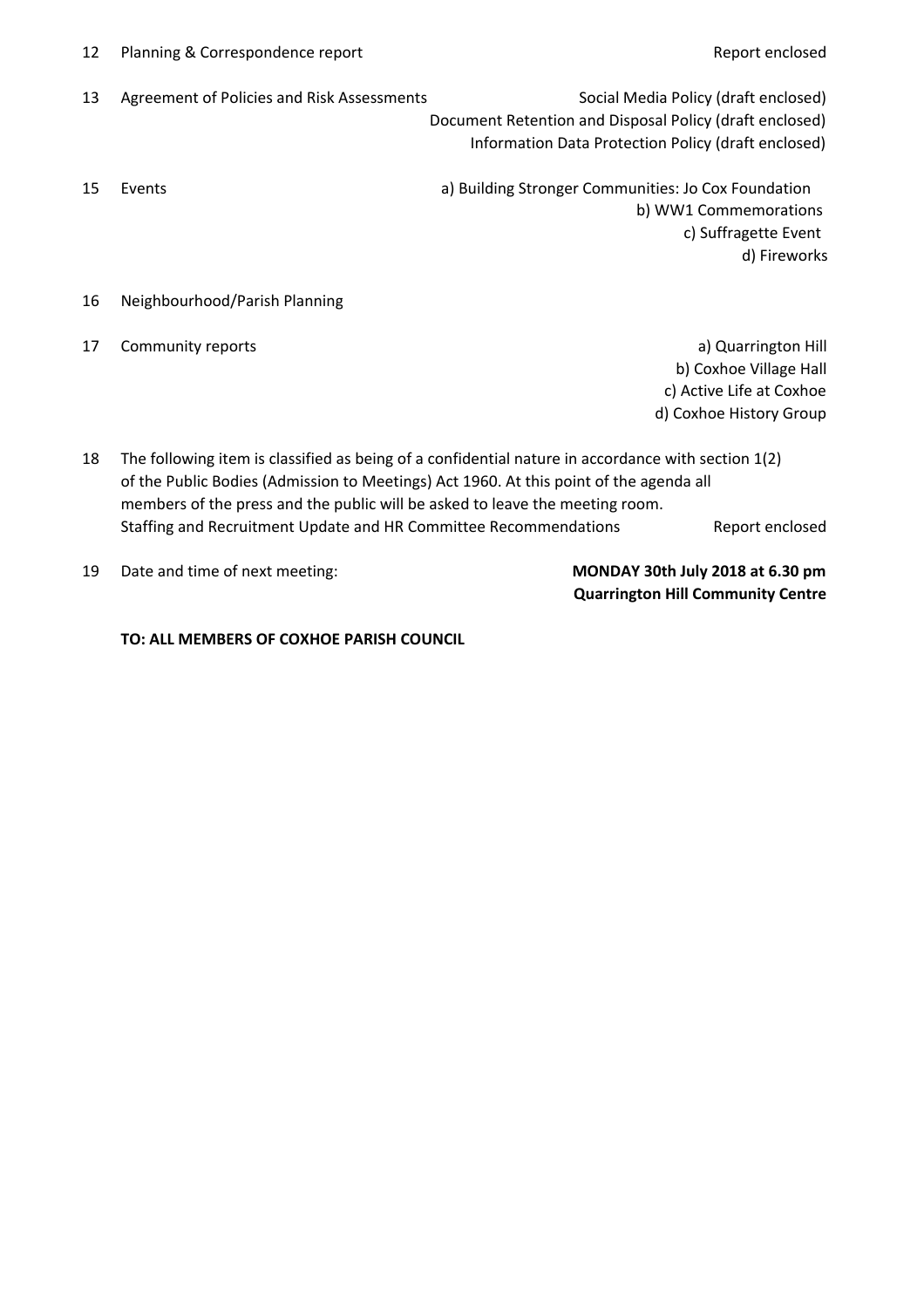12 Planning & Correspondence report — Report enclosed

13 Agreement of Policies and Risk Assessments — Social Media Policy (draft enclosed)
Document Retention and Disposal Policy (draft enclosed)
Information Data Protection Policy (draft enclosed)

15 Events
a) Building Stronger Communities: Jo Cox Foundation
b) WW1 Commemorations
c) Suffragette Event
d) Fireworks

16 Neighbourhood/Parish Planning

17 Community reports
a) Quarrington Hill
b) Coxhoe Village Hall
c) Active Life at Coxhoe
d) Coxhoe History Group

18 The following item is classified as being of a confidential nature in accordance with section 1(2) of the Public Bodies (Admission to Meetings) Act 1960. At this point of the agenda all members of the press and the public will be asked to leave the meeting room.
Staffing and Recruitment Update and HR Committee Recommendations — Report enclosed

19 Date and time of next meeting: **MONDAY 30th July 2018 at 6.30 pm**
**Quarrington Hill Community Centre**

**TO: ALL MEMBERS OF COXHOE PARISH COUNCIL**